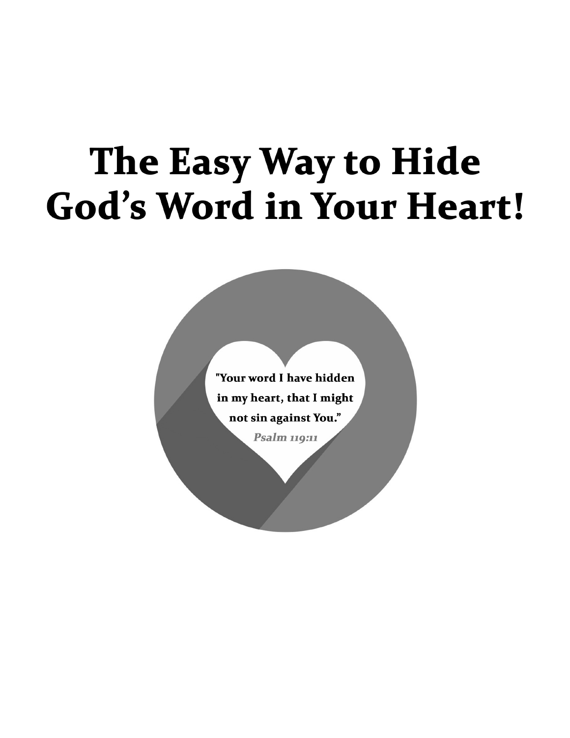# The Easy Way to Hide God's Word in Your Heart!

"Your word I have hidden in my heart, that I might not sin against You."

***Psalm 119:11***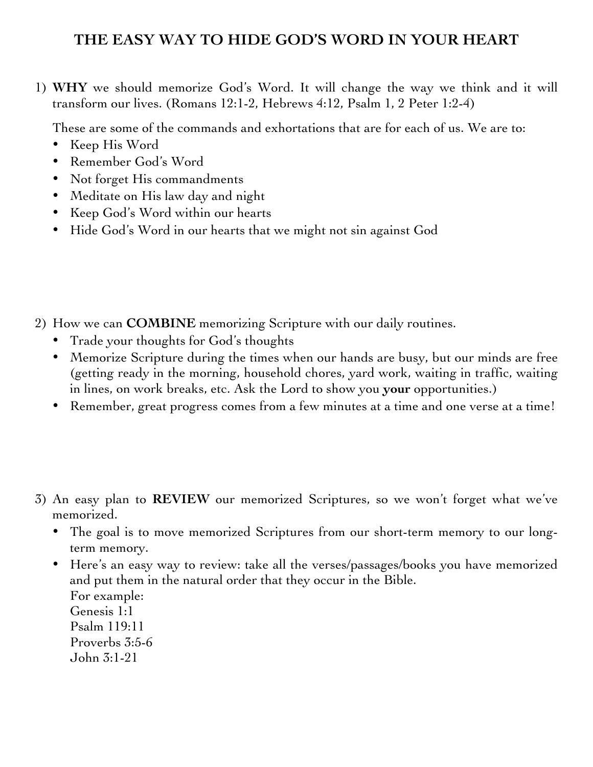# THE EASY WAY TO HIDE GOD'S WORD IN YOUR HEART

1) **WHY** we should memorize God's Word. It will change the way we think and it will transform our lives. (Romans 12:1-2, Hebrews 4:12, Psalm 1, 2 Peter 1:2-4)

   These are some of the commands and exhortations that are for each of us. We are to:

   - Keep His Word
   - Remember God's Word
   - Not forget His commandments
   - Meditate on His law day and night
   - Keep God's Word within our hearts
   - Hide God's Word in our hearts that we might not sin against God

2) How we can **COMBINE** memorizing Scripture with our daily routines.
   - Trade your thoughts for God's thoughts
   - Memorize Scripture during the times when our hands are busy, but our minds are free (getting ready in the morning, household chores, yard work, waiting in traffic, waiting in lines, on work breaks, etc. Ask the Lord to show you **your** opportunities.)
   - Remember, great progress comes from a few minutes at a time and one verse at a time!

3) An easy plan to **REVIEW** our memorized Scriptures, so we won't forget what we've memorized.
   - The goal is to move memorized Scriptures from our short-term memory to our long-term memory.
   - Here's an easy way to review: take all the verses/passages/books you have memorized and put them in the natural order that they occur in the Bible.
     For example:
     Genesis 1:1
     Psalm 119:11
     Proverbs 3:5-6
     John 3:1-21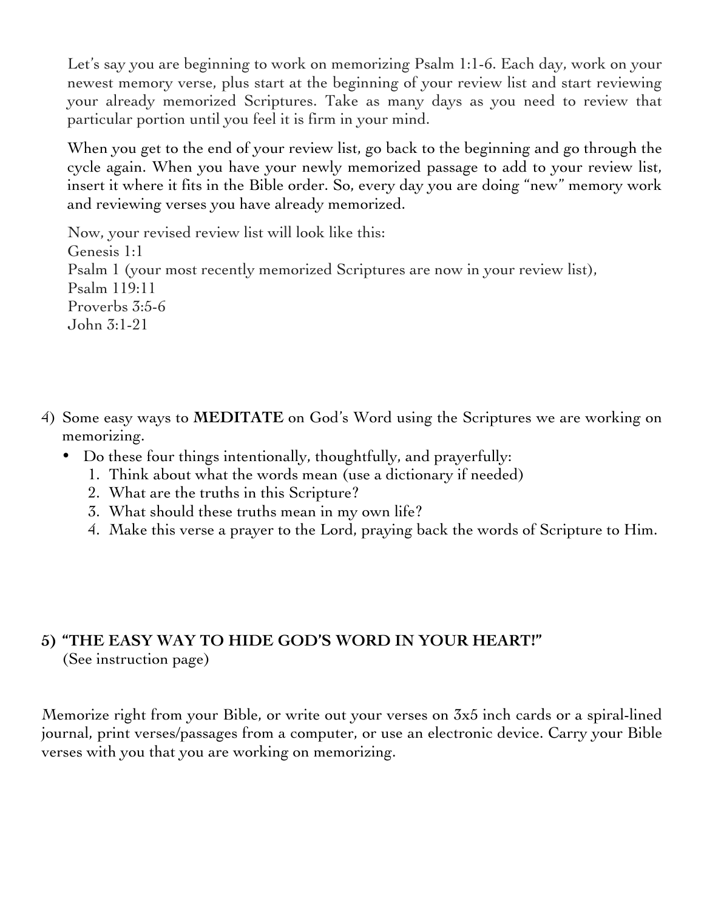Let's say you are beginning to work on memorizing Psalm 1:1-6. Each day, work on your newest memory verse, plus start at the beginning of your review list and start reviewing your already memorized Scriptures. Take as many days as you need to review that particular portion until you feel it is firm in your mind.

When you get to the end of your review list, go back to the beginning and go through the cycle again. When you have your newly memorized passage to add to your review list, insert it where it fits in the Bible order. So, every day you are doing "new" memory work and reviewing verses you have already memorized.

Now, your revised review list will look like this:
Genesis 1:1
Psalm 1 (your most recently memorized Scriptures are now in your review list),
Psalm 119:11
Proverbs 3:5-6
John 3:1-21

4) Some easy ways to **MEDITATE** on God's Word using the Scriptures we are working on memorizing.
   - Do these four things intentionally, thoughtfully, and prayerfully:
     1. Think about what the words mean (use a dictionary if needed)
     2. What are the truths in this Scripture?
     3. What should these truths mean in my own life?
     4. Make this verse a prayer to the Lord, praying back the words of Scripture to Him.

**5) "THE EASY WAY TO HIDE GOD'S WORD IN YOUR HEART!"**
(See instruction page)

Memorize right from your Bible, or write out your verses on 3x5 inch cards or a spiral-lined journal, print verses/passages from a computer, or use an electronic device. Carry your Bible verses with you that you are working on memorizing.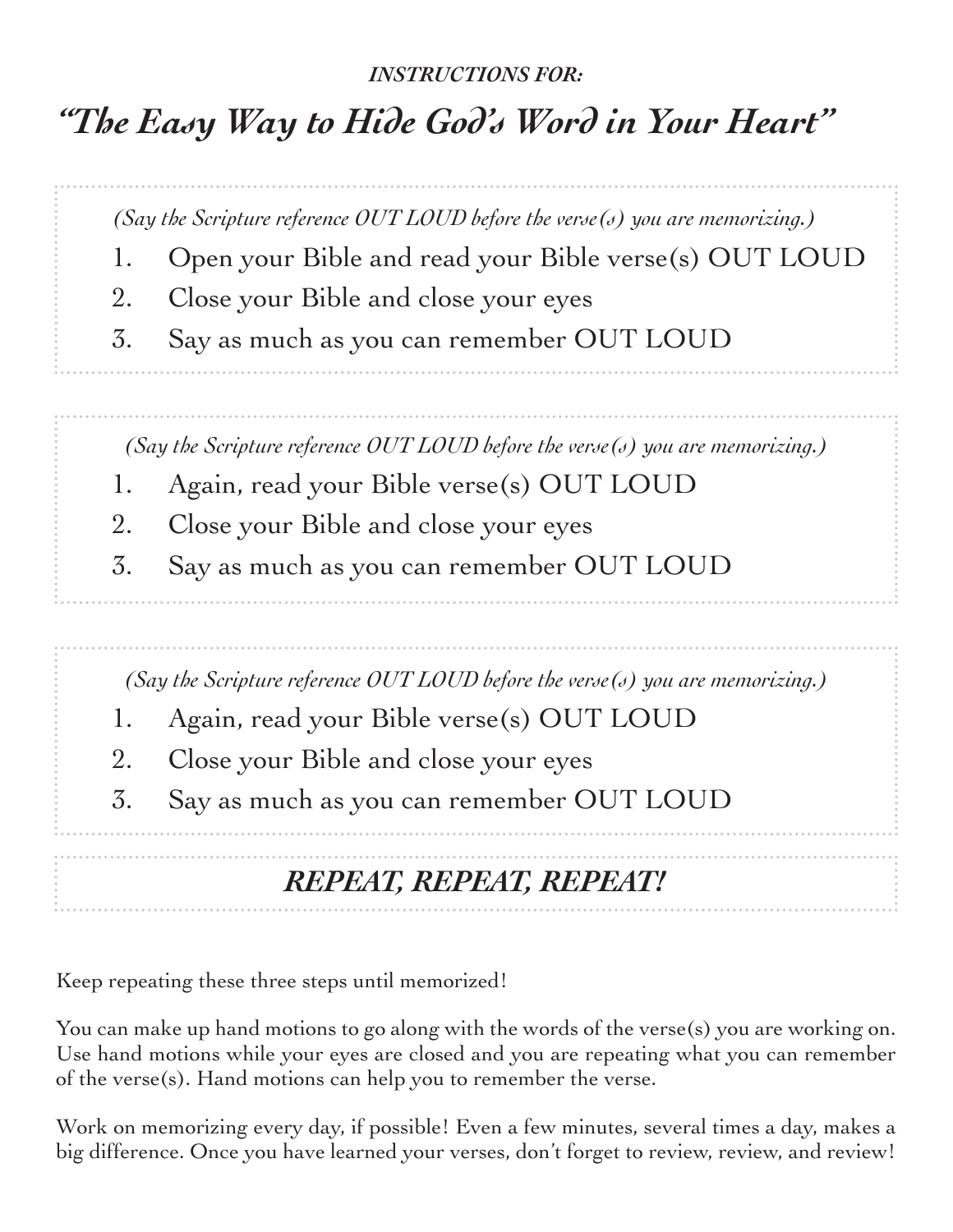***INSTRUCTIONS FOR:***

# *"The Easy Way to Hide God's Word in Your Heart"*

*(Say the Scripture reference OUT LOUD before the verse(s) you are memorizing.)*

1. Open your Bible and read your Bible verse(s) OUT LOUD
2. Close your Bible and close your eyes
3. Say as much as you can remember OUT LOUD

*(Say the Scripture reference OUT LOUD before the verse(s) you are memorizing.)*

1. Again, read your Bible verse(s) OUT LOUD
2. Close your Bible and close your eyes
3. Say as much as you can remember OUT LOUD

*(Say the Scripture reference OUT LOUD before the verse(s) you are memorizing.)*

1. Again, read your Bible verse(s) OUT LOUD
2. Close your Bible and close your eyes
3. Say as much as you can remember OUT LOUD

***REPEAT, REPEAT, REPEAT!***

Keep repeating these three steps until memorized!

You can make up hand motions to go along with the words of the verse(s) you are working on. Use hand motions while your eyes are closed and you are repeating what you can remember of the verse(s). Hand motions can help you to remember the verse.

Work on memorizing every day, if possible! Even a few minutes, several times a day, makes a big difference. Once you have learned your verses, don't forget to review, review, and review!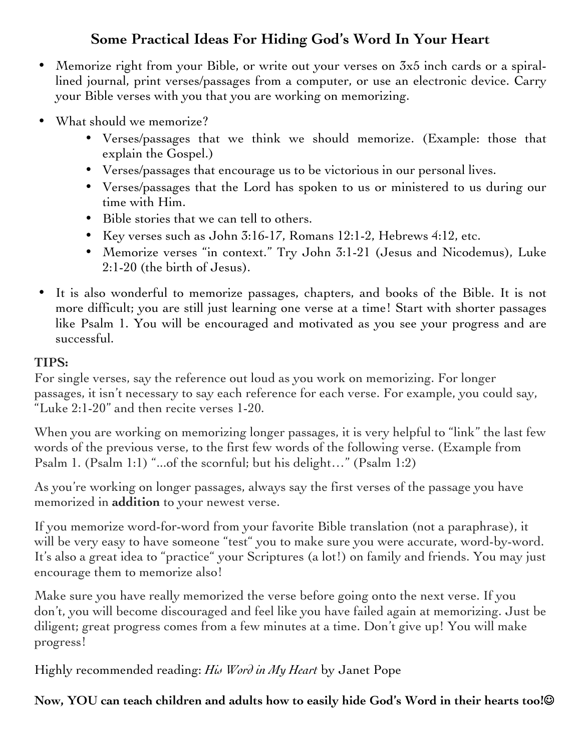## Some Practical Ideas For Hiding God's Word In Your Heart

- Memorize right from your Bible, or write out your verses on 3x5 inch cards or a spiral-lined journal, print verses/passages from a computer, or use an electronic device. Carry your Bible verses with you that you are working on memorizing.
- What should we memorize?
    - Verses/passages that we think we should memorize. (Example: those that explain the Gospel.)
    - Verses/passages that encourage us to be victorious in our personal lives.
    - Verses/passages that the Lord has spoken to us or ministered to us during our time with Him.
    - Bible stories that we can tell to others.
    - Key verses such as John 3:16-17, Romans 12:1-2, Hebrews 4:12, etc.
    - Memorize verses "in context." Try John 3:1-21 (Jesus and Nicodemus), Luke 2:1-20 (the birth of Jesus).
- It is also wonderful to memorize passages, chapters, and books of the Bible. It is not more difficult; you are still just learning one verse at a time! Start with shorter passages like Psalm 1. You will be encouraged and motivated as you see your progress and are successful.

**TIPS:**

For single verses, say the reference out loud as you work on memorizing. For longer passages, it isn't necessary to say each reference for each verse. For example, you could say, "Luke 2:1-20" and then recite verses 1-20.

When you are working on memorizing longer passages, it is very helpful to "link" the last few words of the previous verse, to the first few words of the following verse. (Example from Psalm 1. (Psalm 1:1) "...of the scornful; but his delight…" (Psalm 1:2)

As you're working on longer passages, always say the first verses of the passage you have memorized in **addition** to your newest verse.

If you memorize word-for-word from your favorite Bible translation (not a paraphrase), it will be very easy to have someone "test" you to make sure you were accurate, word-by-word. It's also a great idea to "practice" your Scriptures (a lot!) on family and friends. You may just encourage them to memorize also!

Make sure you have really memorized the verse before going onto the next verse. If you don't, you will become discouraged and feel like you have failed again at memorizing. Just be diligent; great progress comes from a few minutes at a time. Don't give up! You will make progress!

Highly recommended reading: *His Word in My Heart* by Janet Pope

**Now, YOU can teach children and adults how to easily hide God's Word in their hearts too!☺**